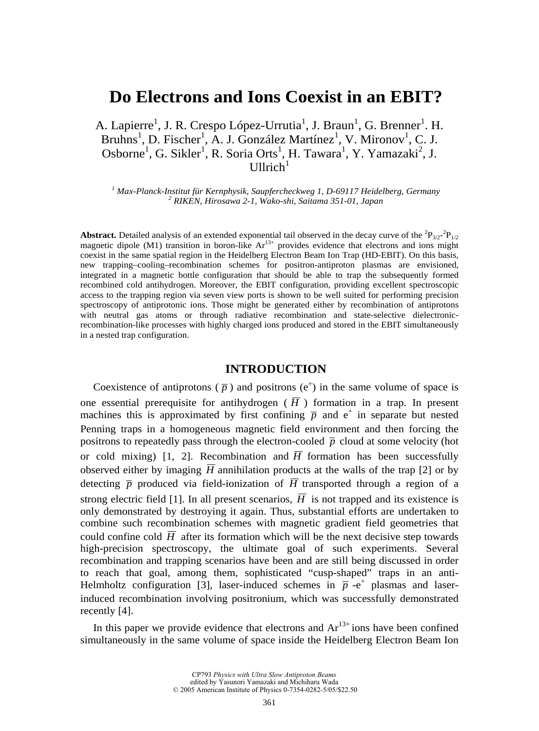# Do Electrons and Ions Coexist in an EBIT?

A. Lapierre[1], J. R. Crespo López-Urrutia[1], J. Braun[1], G. Brenner[1]. H. Bruhns[1], D. Fischer[1], A. J. González Martínez[1], V. Mironov[1], C. J. Osborne[1], G. Sikler[1], R. Soria Orts[1], H. Tawara[1], Y. Yamazaki[2], J. Ullrich[1]

*[1] Max-Planck-Institut für Kernphysik, Saupfercheckweg 1, D-69117 Heidelberg, Germany*
*[2] RIKEN, Hirosawa 2-1, Wako-shi, Saitama 351-01, Japan*

**Abstract.** Detailed analysis of an extended exponential tail observed in the decay curve of the $^2P_{3/2}$-$^2P_{1/2}$ magnetic dipole (M1) transition in boron-like $Ar^{13+}$ provides evidence that electrons and ions might coexist in the same spatial region in the Heidelberg Electron Beam Ion Trap (HD-EBIT). On this basis, new trapping–cooling–recombination schemes for positron-antiproton plasmas are envisioned, integrated in a magnetic bottle configuration that should be able to trap the subsequently formed recombined cold antihydrogen. Moreover, the EBIT configuration, providing excellent spectroscopic access to the trapping region via seven view ports is shown to be well suited for performing precision spectroscopy of antiprotonic ions. Those might be generated either by recombination of antiprotons with neutral gas atoms or through radiative recombination and state-selective dielectronic-recombination-like processes with highly charged ions produced and stored in the EBIT simultaneously in a nested trap configuration.

## INTRODUCTION

Coexistence of antiprotons ($\bar{p}$) and positrons ($e^+$) in the same volume of space is one essential prerequisite for antihydrogen ($\bar{H}$) formation in a trap. In present machines this is approximated by first confining $\bar{p}$ and $e^+$ in separate but nested Penning traps in a homogeneous magnetic field environment and then forcing the positrons to repeatedly pass through the electron-cooled $\bar{p}$ cloud at some velocity (hot or cold mixing) [1, 2]. Recombination and $\bar{H}$ formation has been successfully observed either by imaging $\bar{H}$ annihilation products at the walls of the trap [2] or by detecting $\bar{p}$ produced via field-ionization of $\bar{H}$ transported through a region of a strong electric field [1]. In all present scenarios, $\bar{H}$ is not trapped and its existence is only demonstrated by destroying it again. Thus, substantial efforts are undertaken to combine such recombination schemes with magnetic gradient field geometries that could confine cold $\bar{H}$ after its formation which will be the next decisive step towards high-precision spectroscopy, the ultimate goal of such experiments. Several recombination and trapping scenarios have been and are still being discussed in order to reach that goal, among them, sophisticated "cusp-shaped" traps in an anti-Helmholtz configuration [3], laser-induced schemes in $\bar{p}$-$e^+$ plasmas and laser-induced recombination involving positronium, which was successfully demonstrated recently [4].

In this paper we provide evidence that electrons and $Ar^{13+}$ ions have been confined simultaneously in the same volume of space inside the Heidelberg Electron Beam Ion

CP793 *Physics with Ultra Slow Antiproton Beams*
edited by Yasunori Yamazaki and Michiharu Wada
© 2005 American Institute of Physics 0-7354-0282-5/05/$22.50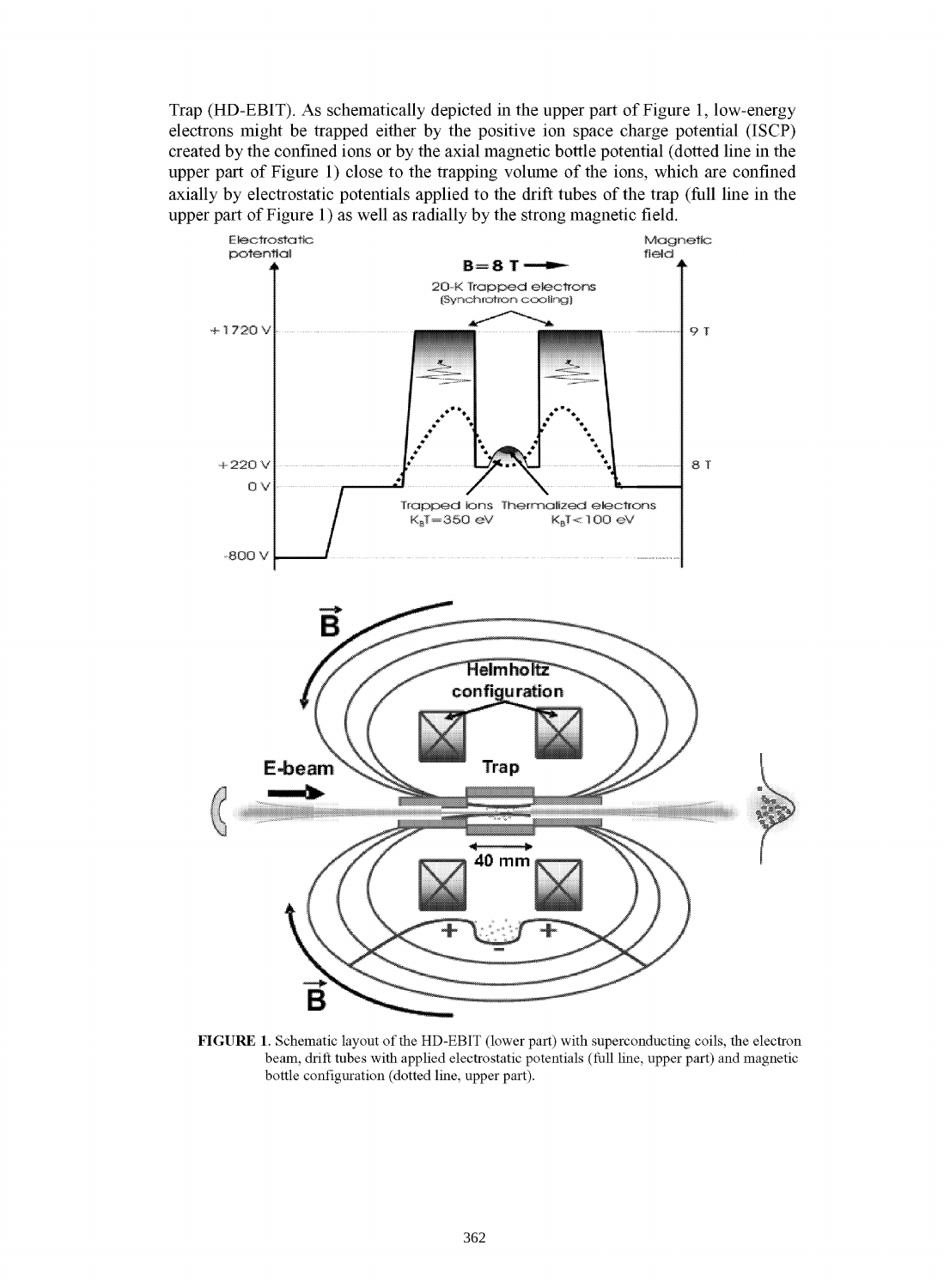Trap (HD-EBIT). As schematically depicted in the upper part of Figure 1, low-energy electrons might be trapped either by the positive ion space charge potential (ISCP) created by the confined ions or by the axial magnetic bottle potential (dotted line in the upper part of Figure 1) close to the trapping volume of the ions, which are confined axially by electrostatic potentials applied to the drift tubes of the trap (full line in the upper part of Figure 1) as well as radially by the strong magnetic field.

**FIGURE 1.** Schematic layout of the HD-EBIT (lower part) with superconducting coils, the electron beam, drift tubes with applied electrostatic potentials (full line, upper part) and magnetic bottle configuration (dotted line, upper part).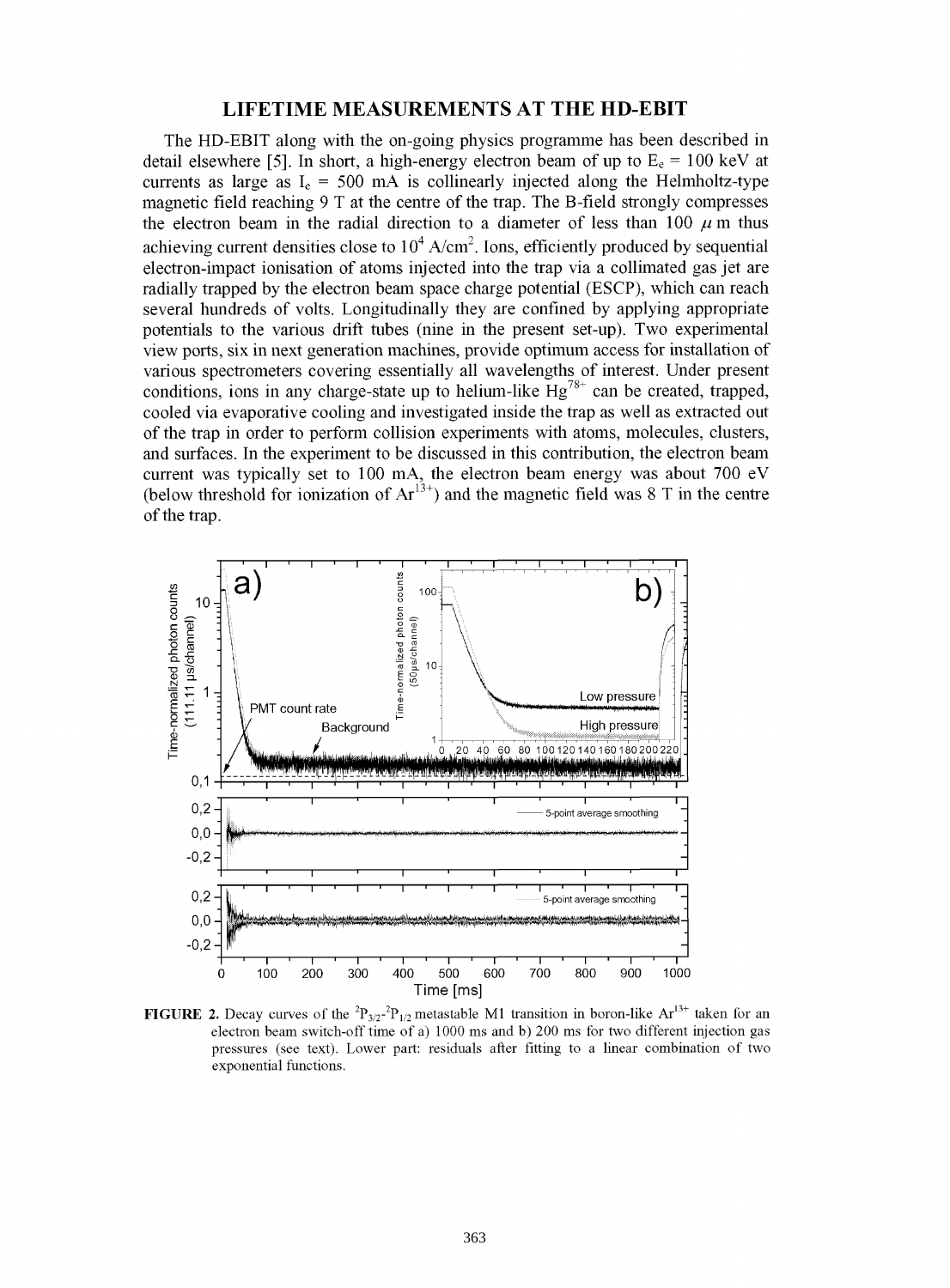## LIFETIME MEASUREMENTS AT THE HD-EBIT

The HD-EBIT along with the on-going physics programme has been described in detail elsewhere [5]. In short, a high-energy electron beam of up to $E_e$ = 100 keV at currents as large as $I_e$ = 500 mA is collinearly injected along the Helmholtz-type magnetic field reaching 9 T at the centre of the trap. The B-field strongly compresses the electron beam in the radial direction to a diameter of less than 100 $\mu$m thus achieving current densities close to $10^4$ A/cm$^2$. Ions, efficiently produced by sequential electron-impact ionisation of atoms injected into the trap via a collimated gas jet are radially trapped by the electron beam space charge potential (ESCP), which can reach several hundreds of volts. Longitudinally they are confined by applying appropriate potentials to the various drift tubes (nine in the present set-up). Two experimental view ports, six in next generation machines, provide optimum access for installation of various spectrometers covering essentially all wavelengths of interest. Under present conditions, ions in any charge-state up to helium-like $Hg^{78+}$ can be created, trapped, cooled via evaporative cooling and investigated inside the trap as well as extracted out of the trap in order to perform collision experiments with atoms, molecules, clusters, and surfaces. In the experiment to be discussed in this contribution, the electron beam current was typically set to 100 mA, the electron beam energy was about 700 eV (below threshold for ionization of $Ar^{13+}$) and the magnetic field was 8 T in the centre of the trap.

**FIGURE 2.** Decay curves of the $^2P_{3/2}$-$^2P_{1/2}$ metastable M1 transition in boron-like $Ar^{13+}$ taken for an electron beam switch-off time of a) 1000 ms and b) 200 ms for two different injection gas pressures (see text). Lower part: residuals after fitting to a linear combination of two exponential functions.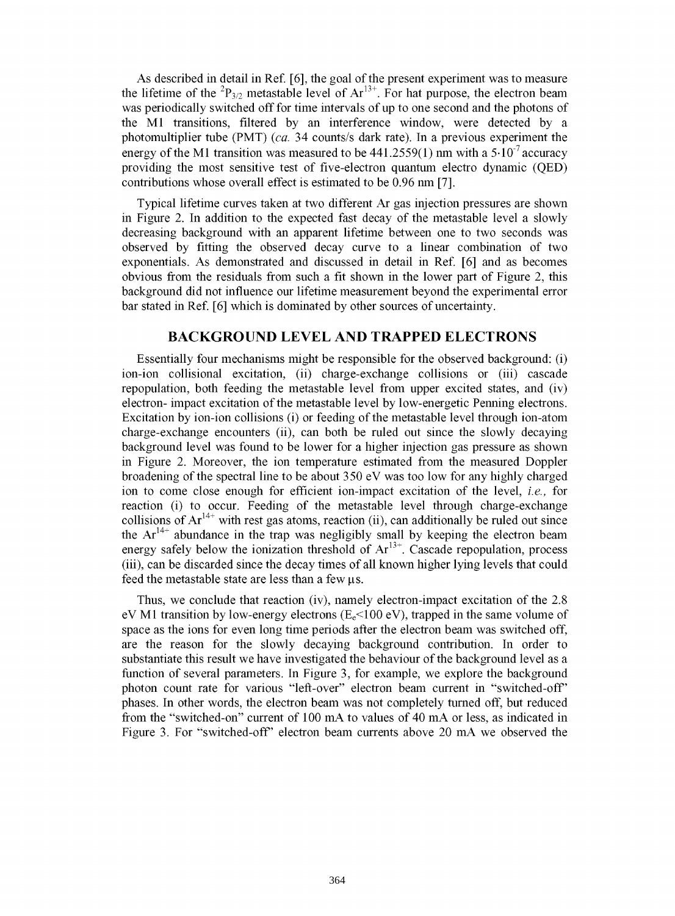As described in detail in Ref. [6], the goal of the present experiment was to measure the lifetime of the $^2P_{3/2}$ metastable level of $Ar^{13+}$. For hat purpose, the electron beam was periodically switched off for time intervals of up to one second and the photons of the M1 transitions, filtered by an interference window, were detected by a photomultiplier tube (PMT) (*ca.* 34 counts/s dark rate). In a previous experiment the energy of the M1 transition was measured to be 441.2559(1) nm with a $5{\cdot}10^{-7}$ accuracy providing the most sensitive test of five-electron quantum electro dynamic (QED) contributions whose overall effect is estimated to be 0.96 nm [7].

Typical lifetime curves taken at two different Ar gas injection pressures are shown in Figure 2. In addition to the expected fast decay of the metastable level a slowly decreasing background with an apparent lifetime between one to two seconds was observed by fitting the observed decay curve to a linear combination of two exponentials. As demonstrated and discussed in detail in Ref. [6] and as becomes obvious from the residuals from such a fit shown in the lower part of Figure 2, this background did not influence our lifetime measurement beyond the experimental error bar stated in Ref. [6] which is dominated by other sources of uncertainty.

## BACKGROUND LEVEL AND TRAPPED ELECTRONS

Essentially four mechanisms might be responsible for the observed background: (i) ion-ion collisional excitation, (ii) charge-exchange collisions or (iii) cascade repopulation, both feeding the metastable level from upper excited states, and (iv) electron- impact excitation of the metastable level by low-energetic Penning electrons. Excitation by ion-ion collisions (i) or feeding of the metastable level through ion-atom charge-exchange encounters (ii), can both be ruled out since the slowly decaying background level was found to be lower for a higher injection gas pressure as shown in Figure 2. Moreover, the ion temperature estimated from the measured Doppler broadening of the spectral line to be about 350 eV was too low for any highly charged ion to come close enough for efficient ion-impact excitation of the level, *i.e.,* for reaction (i) to occur. Feeding of the metastable level through charge-exchange collisions of $Ar^{14+}$ with rest gas atoms, reaction (ii), can additionally be ruled out since the $Ar^{14+}$ abundance in the trap was negligibly small by keeping the electron beam energy safely below the ionization threshold of $Ar^{13+}$. Cascade repopulation, process (iii), can be discarded since the decay times of all known higher lying levels that could feed the metastable state are less than a few μs.

Thus, we conclude that reaction (iv), namely electron-impact excitation of the 2.8 eV M1 transition by low-energy electrons ($E_e$<100 eV), trapped in the same volume of space as the ions for even long time periods after the electron beam was switched off, are the reason for the slowly decaying background contribution. In order to substantiate this result we have investigated the behaviour of the background level as a function of several parameters. In Figure 3, for example, we explore the background photon count rate for various "left-over" electron beam current in "switched-off" phases. In other words, the electron beam was not completely turned off, but reduced from the "switched-on" current of 100 mA to values of 40 mA or less, as indicated in Figure 3. For "switched-off" electron beam currents above 20 mA we observed the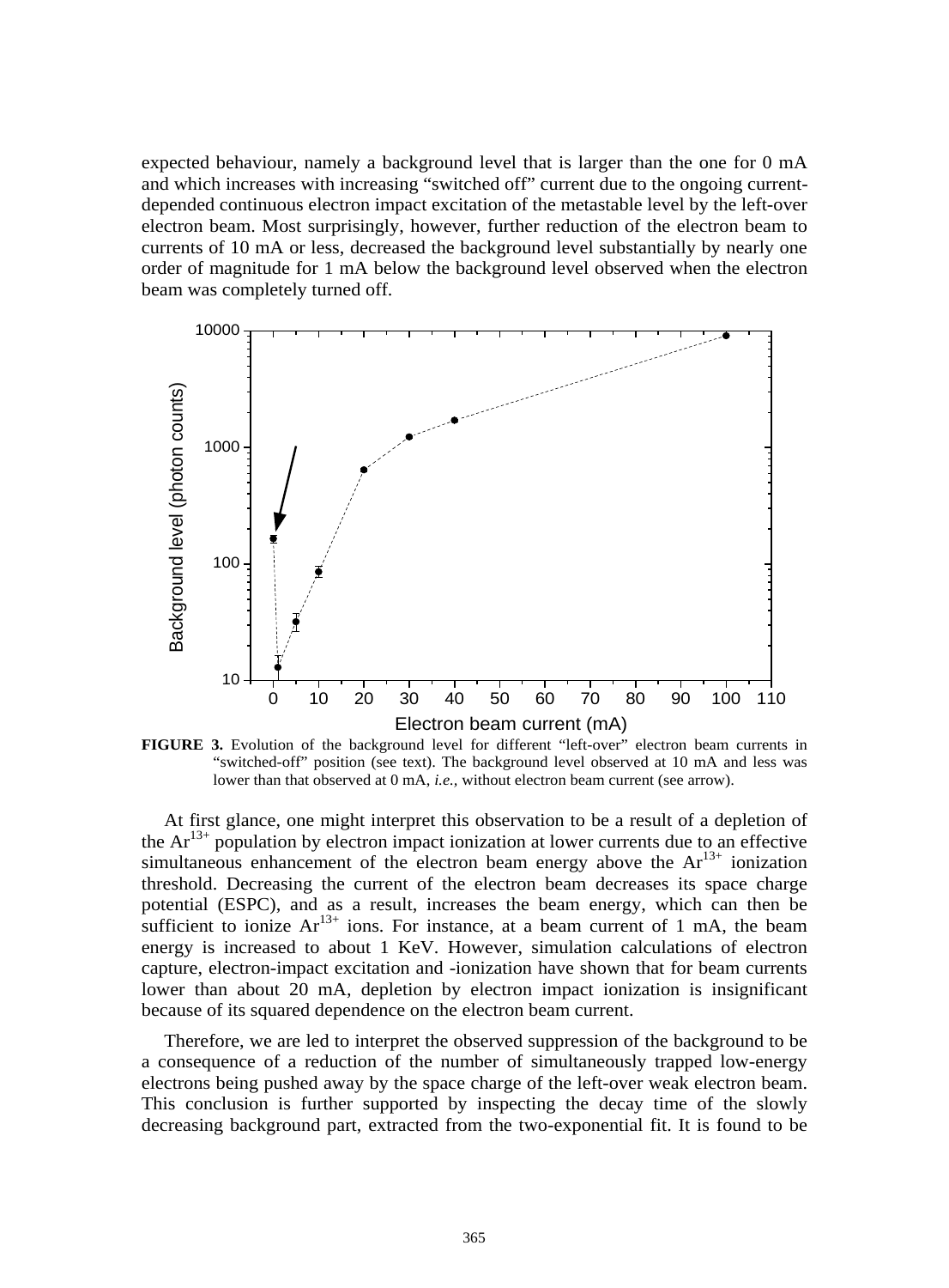expected behaviour, namely a background level that is larger than the one for 0 mA and which increases with increasing "switched off" current due to the ongoing current-depended continuous electron impact excitation of the metastable level by the left-over electron beam. Most surprisingly, however, further reduction of the electron beam to currents of 10 mA or less, decreased the background level substantially by nearly one order of magnitude for 1 mA below the background level observed when the electron beam was completely turned off.

**FIGURE 3.** Evolution of the background level for different "left-over" electron beam currents in "switched-off" position (see text). The background level observed at 10 mA and less was lower than that observed at 0 mA, *i.e.*, without electron beam current (see arrow).

At first glance, one might interpret this observation to be a result of a depletion of the $Ar^{13+}$ population by electron impact ionization at lower currents due to an effective simultaneous enhancement of the electron beam energy above the $Ar^{13+}$ ionization threshold. Decreasing the current of the electron beam decreases its space charge potential (ESPC), and as a result, increases the beam energy, which can then be sufficient to ionize $Ar^{13+}$ ions. For instance, at a beam current of 1 mA, the beam energy is increased to about 1 KeV. However, simulation calculations of electron capture, electron-impact excitation and -ionization have shown that for beam currents lower than about 20 mA, depletion by electron impact ionization is insignificant because of its squared dependence on the electron beam current.

Therefore, we are led to interpret the observed suppression of the background to be a consequence of a reduction of the number of simultaneously trapped low-energy electrons being pushed away by the space charge of the left-over weak electron beam. This conclusion is further supported by inspecting the decay time of the slowly decreasing background part, extracted from the two-exponential fit. It is found to be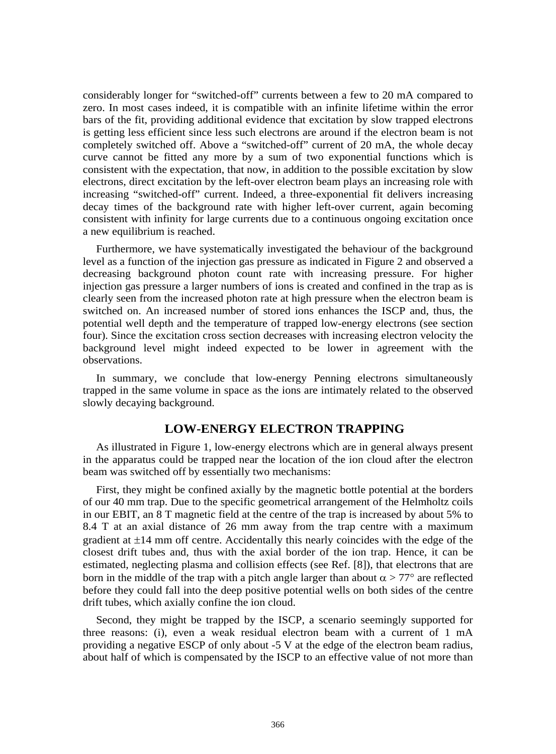considerably longer for “switched-off” currents between a few to 20 mA compared to zero. In most cases indeed, it is compatible with an infinite lifetime within the error bars of the fit, providing additional evidence that excitation by slow trapped electrons is getting less efficient since less such electrons are around if the electron beam is not completely switched off. Above a “switched-off” current of 20 mA, the whole decay curve cannot be fitted any more by a sum of two exponential functions which is consistent with the expectation, that now, in addition to the possible excitation by slow electrons, direct excitation by the left-over electron beam plays an increasing role with increasing “switched-off” current. Indeed, a three-exponential fit delivers increasing decay times of the background rate with higher left-over current, again becoming consistent with infinity for large currents due to a continuous ongoing excitation once a new equilibrium is reached.

Furthermore, we have systematically investigated the behaviour of the background level as a function of the injection gas pressure as indicated in Figure 2 and observed a decreasing background photon count rate with increasing pressure. For higher injection gas pressure a larger numbers of ions is created and confined in the trap as is clearly seen from the increased photon rate at high pressure when the electron beam is switched on. An increased number of stored ions enhances the ISCP and, thus, the potential well depth and the temperature of trapped low-energy electrons (see section four). Since the excitation cross section decreases with increasing electron velocity the background level might indeed expected to be lower in agreement with the observations.

In summary, we conclude that low-energy Penning electrons simultaneously trapped in the same volume in space as the ions are intimately related to the observed slowly decaying background.

## LOW-ENERGY ELECTRON TRAPPING

As illustrated in Figure 1, low-energy electrons which are in general always present in the apparatus could be trapped near the location of the ion cloud after the electron beam was switched off by essentially two mechanisms:

First, they might be confined axially by the magnetic bottle potential at the borders of our 40 mm trap. Due to the specific geometrical arrangement of the Helmholtz coils in our EBIT, an 8 T magnetic field at the centre of the trap is increased by about 5% to 8.4 T at an axial distance of 26 mm away from the trap centre with a maximum gradient at $\pm$14 mm off centre. Accidentally this nearly coincides with the edge of the closest drift tubes and, thus with the axial border of the ion trap. Hence, it can be estimated, neglecting plasma and collision effects (see Ref. [8]), that electrons that are born in the middle of the trap with a pitch angle larger than about $\alpha > 77°$ are reflected before they could fall into the deep positive potential wells on both sides of the centre drift tubes, which axially confine the ion cloud.

Second, they might be trapped by the ISCP, a scenario seemingly supported for three reasons: (i), even a weak residual electron beam with a current of 1 mA providing a negative ESCP of only about -5 V at the edge of the electron beam radius, about half of which is compensated by the ISCP to an effective value of not more than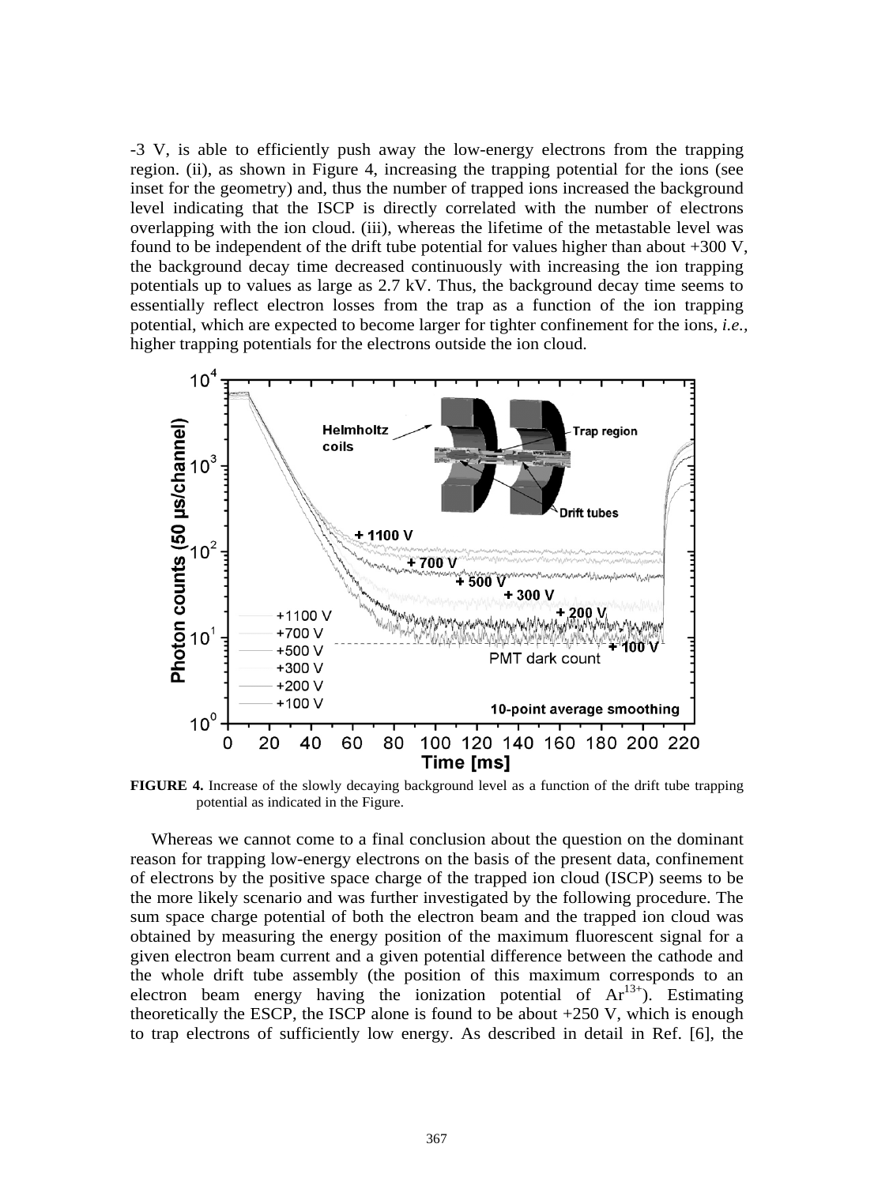-3 V, is able to efficiently push away the low-energy electrons from the trapping region. (ii), as shown in Figure 4, increasing the trapping potential for the ions (see inset for the geometry) and, thus the number of trapped ions increased the background level indicating that the ISCP is directly correlated with the number of electrons overlapping with the ion cloud. (iii), whereas the lifetime of the metastable level was found to be independent of the drift tube potential for values higher than about +300 V, the background decay time decreased continuously with increasing the ion trapping potentials up to values as large as 2.7 kV. Thus, the background decay time seems to essentially reflect electron losses from the trap as a function of the ion trapping potential, which are expected to become larger for tighter confinement for the ions, *i.e.*, higher trapping potentials for the electrons outside the ion cloud.

**FIGURE 4.** Increase of the slowly decaying background level as a function of the drift tube trapping potential as indicated in the Figure.

Whereas we cannot come to a final conclusion about the question on the dominant reason for trapping low-energy electrons on the basis of the present data, confinement of electrons by the positive space charge of the trapped ion cloud (ISCP) seems to be the more likely scenario and was further investigated by the following procedure. The sum space charge potential of both the electron beam and the trapped ion cloud was obtained by measuring the energy position of the maximum fluorescent signal for a given electron beam current and a given potential difference between the cathode and the whole drift tube assembly (the position of this maximum corresponds to an electron beam energy having the ionization potential of $Ar^{13+}$). Estimating theoretically the ESCP, the ISCP alone is found to be about +250 V, which is enough to trap electrons of sufficiently low energy. As described in detail in Ref. [6], the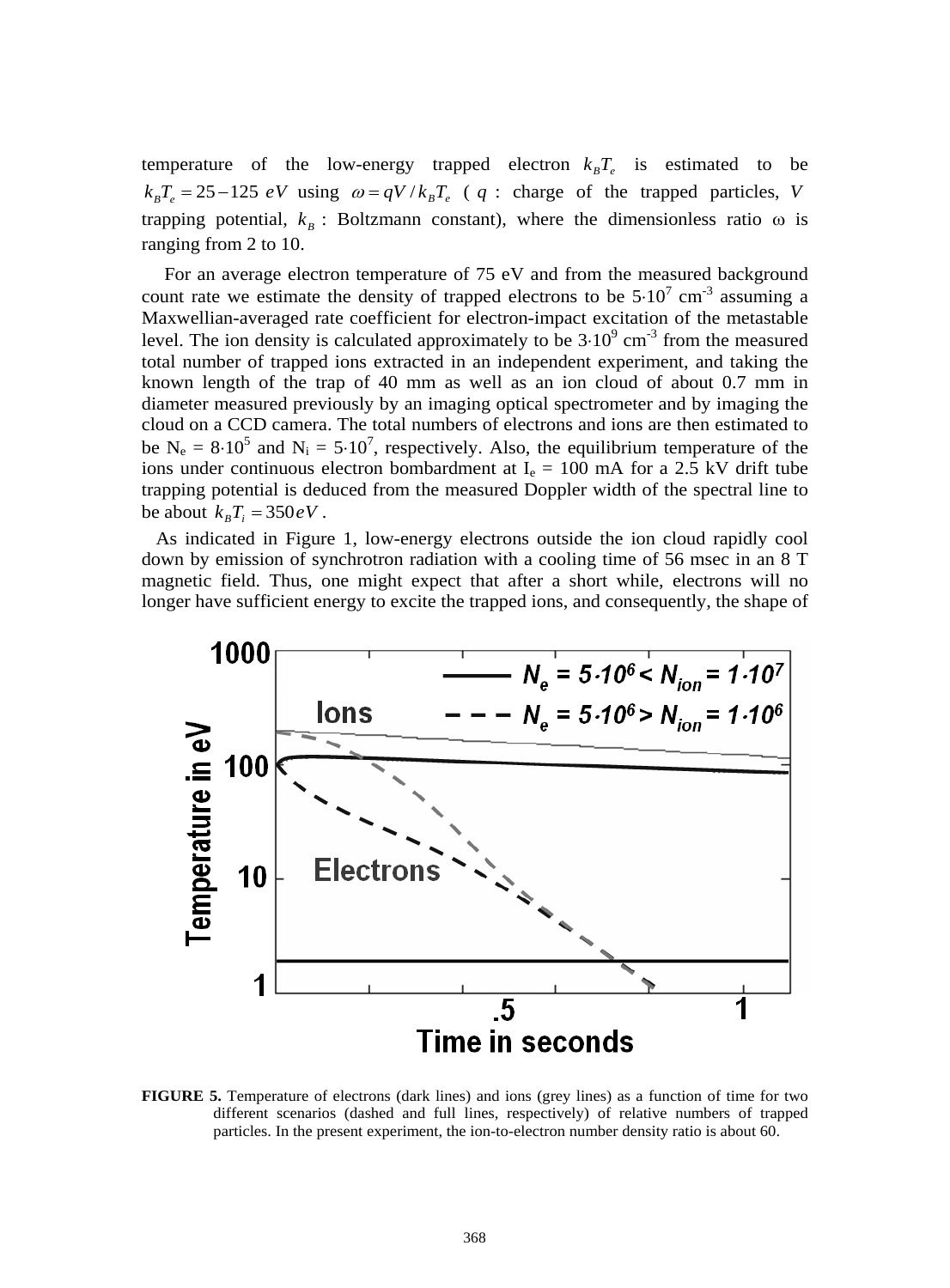temperature of the low-energy trapped electron $k_B T_e$ is estimated to be $k_B T_e = 25-125\ eV$ using $\omega = qV/k_B T_e$ ( $q$ : charge of the trapped particles, $V$ trapping potential, $k_B$ : Boltzmann constant), where the dimensionless ratio $\omega$ is ranging from 2 to 10.

For an average electron temperature of 75 eV and from the measured background count rate we estimate the density of trapped electrons to be $5 \cdot 10^7$ cm$^{-3}$ assuming a Maxwellian-averaged rate coefficient for electron-impact excitation of the metastable level. The ion density is calculated approximately to be $3 \cdot 10^9$ cm$^{-3}$ from the measured total number of trapped ions extracted in an independent experiment, and taking the known length of the trap of 40 mm as well as an ion cloud of about 0.7 mm in diameter measured previously by an imaging optical spectrometer and by imaging the cloud on a CCD camera. The total numbers of electrons and ions are then estimated to be $N_e = 8 \cdot 10^5$ and $N_i = 5 \cdot 10^7$, respectively. Also, the equilibrium temperature of the ions under continuous electron bombardment at $I_e$ = 100 mA for a 2.5 kV drift tube trapping potential is deduced from the measured Doppler width of the spectral line to be about $k_B T_i = 350 eV$ .

As indicated in Figure 1, low-energy electrons outside the ion cloud rapidly cool down by emission of synchrotron radiation with a cooling time of 56 msec in an 8 T magnetic field. Thus, one might expect that after a short while, electrons will no longer have sufficient energy to excite the trapped ions, and consequently, the shape of

**FIGURE 5.** Temperature of electrons (dark lines) and ions (grey lines) as a function of time for two different scenarios (dashed and full lines, respectively) of relative numbers of trapped particles. In the present experiment, the ion-to-electron number density ratio is about 60.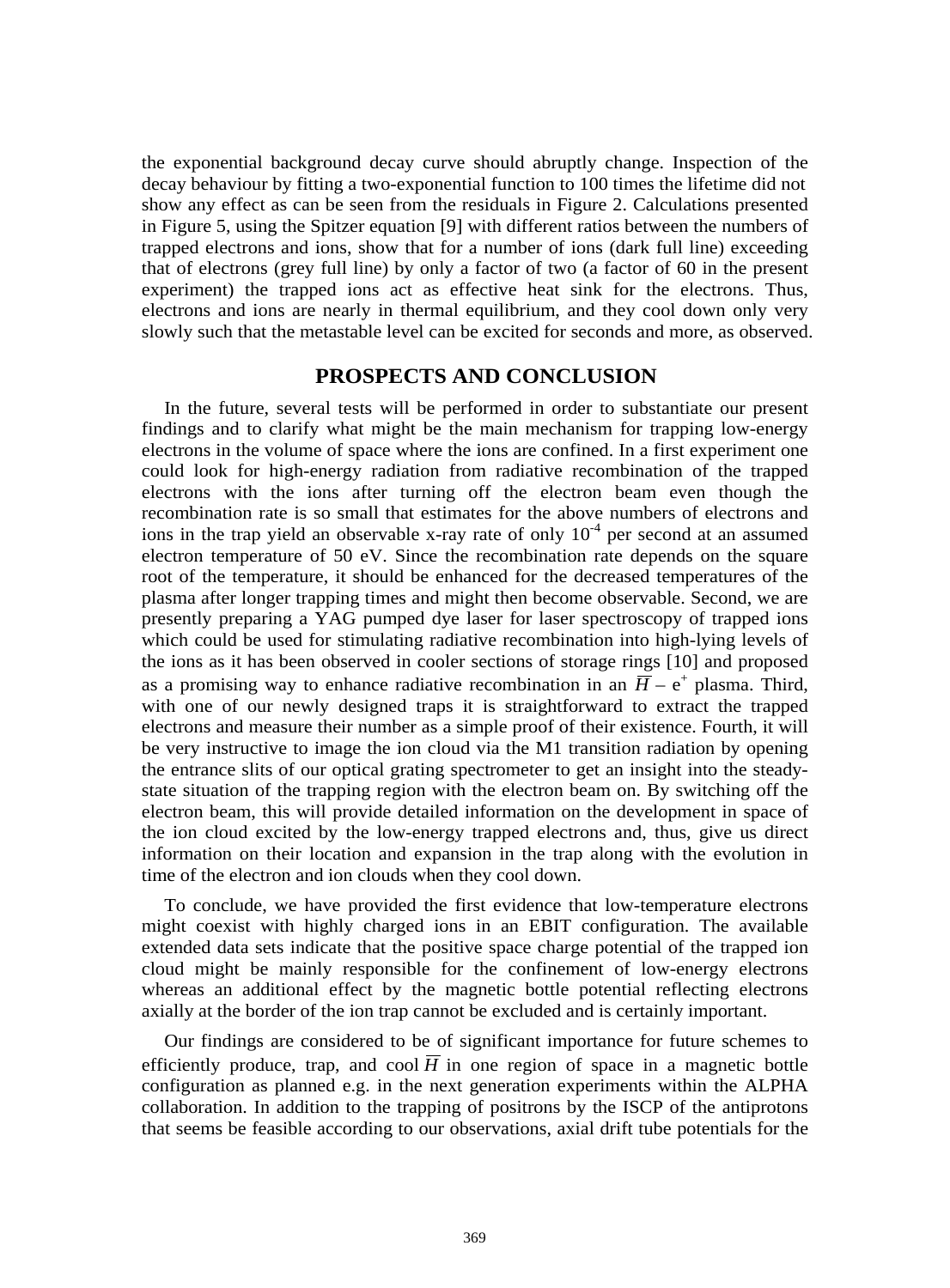the exponential background decay curve should abruptly change. Inspection of the decay behaviour by fitting a two-exponential function to 100 times the lifetime did not show any effect as can be seen from the residuals in Figure 2. Calculations presented in Figure 5, using the Spitzer equation [9] with different ratios between the numbers of trapped electrons and ions, show that for a number of ions (dark full line) exceeding that of electrons (grey full line) by only a factor of two (a factor of 60 in the present experiment) the trapped ions act as effective heat sink for the electrons. Thus, electrons and ions are nearly in thermal equilibrium, and they cool down only very slowly such that the metastable level can be excited for seconds and more, as observed.

## PROSPECTS AND CONCLUSION

In the future, several tests will be performed in order to substantiate our present findings and to clarify what might be the main mechanism for trapping low-energy electrons in the volume of space where the ions are confined. In a first experiment one could look for high-energy radiation from radiative recombination of the trapped electrons with the ions after turning off the electron beam even though the recombination rate is so small that estimates for the above numbers of electrons and ions in the trap yield an observable x-ray rate of only $10^{-4}$ per second at an assumed electron temperature of 50 eV. Since the recombination rate depends on the square root of the temperature, it should be enhanced for the decreased temperatures of the plasma after longer trapping times and might then become observable. Second, we are presently preparing a YAG pumped dye laser for laser spectroscopy of trapped ions which could be used for stimulating radiative recombination into high-lying levels of the ions as it has been observed in cooler sections of storage rings [10] and proposed as a promising way to enhance radiative recombination in an $\overline{H}$ – $e^{+}$ plasma. Third, with one of our newly designed traps it is straightforward to extract the trapped electrons and measure their number as a simple proof of their existence. Fourth, it will be very instructive to image the ion cloud via the M1 transition radiation by opening the entrance slits of our optical grating spectrometer to get an insight into the steady-state situation of the trapping region with the electron beam on. By switching off the electron beam, this will provide detailed information on the development in space of the ion cloud excited by the low-energy trapped electrons and, thus, give us direct information on their location and expansion in the trap along with the evolution in time of the electron and ion clouds when they cool down.

To conclude, we have provided the first evidence that low-temperature electrons might coexist with highly charged ions in an EBIT configuration. The available extended data sets indicate that the positive space charge potential of the trapped ion cloud might be mainly responsible for the confinement of low-energy electrons whereas an additional effect by the magnetic bottle potential reflecting electrons axially at the border of the ion trap cannot be excluded and is certainly important.

Our findings are considered to be of significant importance for future schemes to efficiently produce, trap, and cool $\overline{H}$ in one region of space in a magnetic bottle configuration as planned e.g. in the next generation experiments within the ALPHA collaboration. In addition to the trapping of positrons by the ISCP of the antiprotons that seems be feasible according to our observations, axial drift tube potentials for the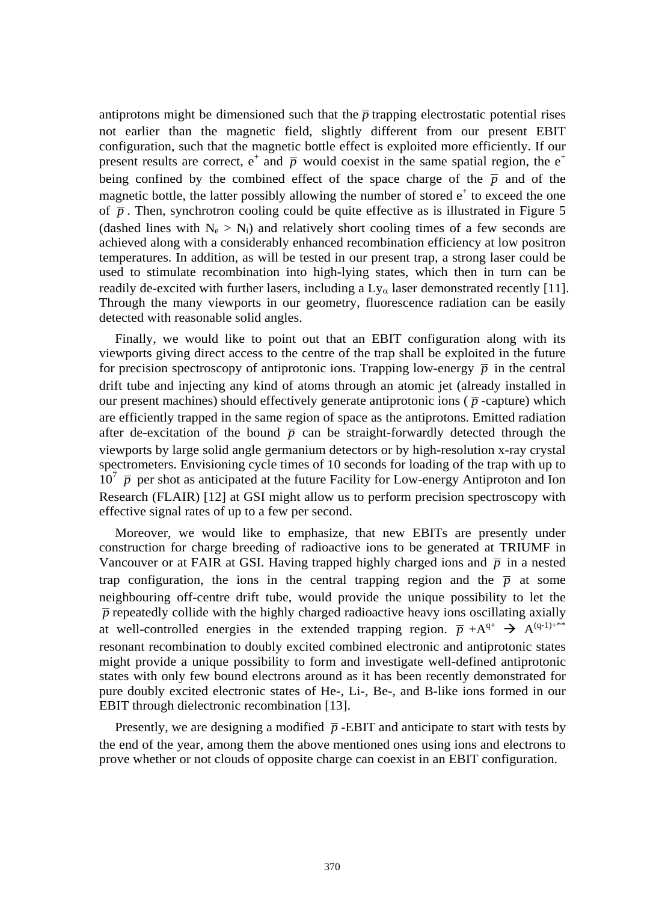antiprotons might be dimensioned such that the $\bar{p}$ trapping electrostatic potential rises not earlier than the magnetic field, slightly different from our present EBIT configuration, such that the magnetic bottle effect is exploited more efficiently. If our present results are correct, $e^+$ and $\bar{p}$ would coexist in the same spatial region, the $e^+$ being confined by the combined effect of the space charge of the $\bar{p}$ and of the magnetic bottle, the latter possibly allowing the number of stored $e^+$ to exceed the one of $\bar{p}$. Then, synchrotron cooling could be quite effective as is illustrated in Figure 5 (dashed lines with $N_e > N_i$) and relatively short cooling times of a few seconds are achieved along with a considerably enhanced recombination efficiency at low positron temperatures. In addition, as will be tested in our present trap, a strong laser could be used to stimulate recombination into high-lying states, which then in turn can be readily de-excited with further lasers, including a $Ly_\alpha$ laser demonstrated recently [11]. Through the many viewports in our geometry, fluorescence radiation can be easily detected with reasonable solid angles.

Finally, we would like to point out that an EBIT configuration along with its viewports giving direct access to the centre of the trap shall be exploited in the future for precision spectroscopy of antiprotonic ions. Trapping low-energy $\bar{p}$ in the central drift tube and injecting any kind of atoms through an atomic jet (already installed in our present machines) should effectively generate antiprotonic ions ($\bar{p}$-capture) which are efficiently trapped in the same region of space as the antiprotons. Emitted radiation after de-excitation of the bound $\bar{p}$ can be straight-forwardly detected through the viewports by large solid angle germanium detectors or by high-resolution x-ray crystal spectrometers. Envisioning cycle times of 10 seconds for loading of the trap with up to $10^7$ $\bar{p}$ per shot as anticipated at the future Facility for Low-energy Antiproton and Ion Research (FLAIR) [12] at GSI might allow us to perform precision spectroscopy with effective signal rates of up to a few per second.

Moreover, we would like to emphasize, that new EBITs are presently under construction for charge breeding of radioactive ions to be generated at TRIUMF in Vancouver or at FAIR at GSI. Having trapped highly charged ions and $\bar{p}$ in a nested trap configuration, the ions in the central trapping region and the $\bar{p}$ at some neighbouring off-centre drift tube, would provide the unique possibility to let the $\bar{p}$ repeatedly collide with the highly charged radioactive heavy ions oscillating axially at well-controlled energies in the extended trapping region. $\bar{p} + A^{q+} \rightarrow A^{(q-1)+**}$ resonant recombination to doubly excited combined electronic and antiprotonic states might provide a unique possibility to form and investigate well-defined antiprotonic states with only few bound electrons around as it has been recently demonstrated for pure doubly excited electronic states of He-, Li-, Be-, and B-like ions formed in our EBIT through dielectronic recombination [13].

Presently, we are designing a modified $\bar{p}$-EBIT and anticipate to start with tests by the end of the year, among them the above mentioned ones using ions and electrons to prove whether or not clouds of opposite charge can coexist in an EBIT configuration.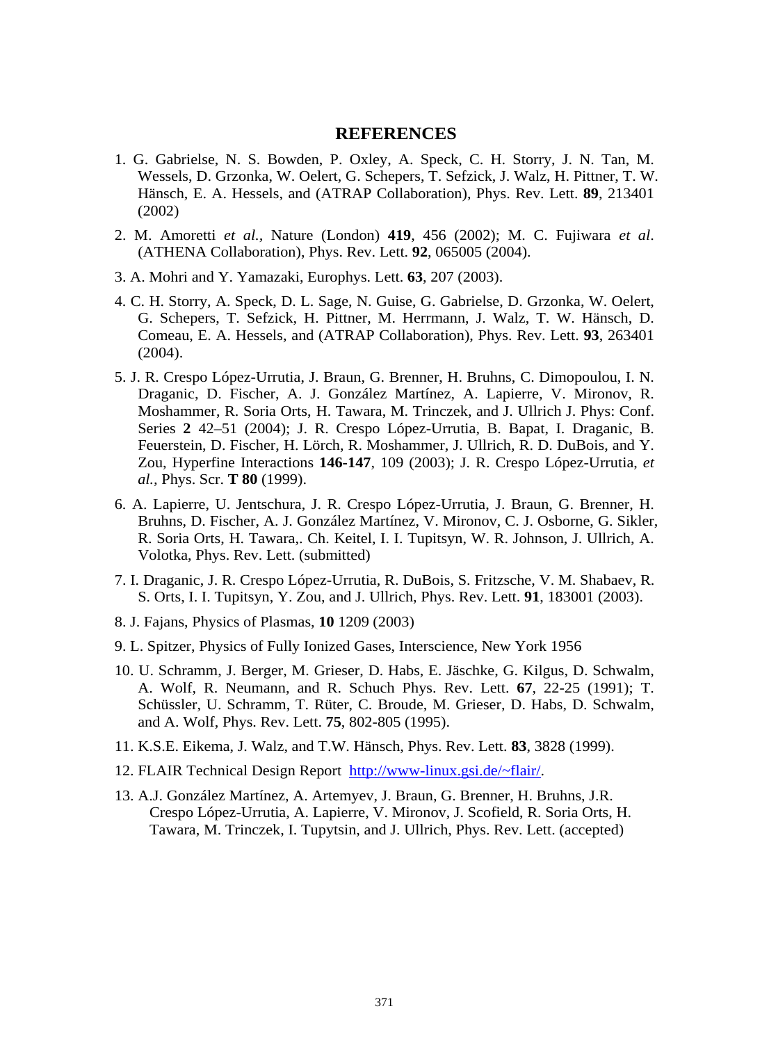## REFERENCES

1. G. Gabrielse, N. S. Bowden, P. Oxley, A. Speck, C. H. Storry, J. N. Tan, M. Wessels, D. Grzonka, W. Oelert, G. Schepers, T. Sefzick, J. Walz, H. Pittner, T. W. Hänsch, E. A. Hessels, and (ATRAP Collaboration), Phys. Rev. Lett. **89**, 213401 (2002)

2. M. Amoretti *et al.*, Nature (London) **419**, 456 (2002); M. C. Fujiwara *et al*. (ATHENA Collaboration), Phys. Rev. Lett. **92**, 065005 (2004).

3. A. Mohri and Y. Yamazaki, Europhys. Lett. **63**, 207 (2003).

4. C. H. Storry, A. Speck, D. L. Sage, N. Guise, G. Gabrielse, D. Grzonka, W. Oelert, G. Schepers, T. Sefzick, H. Pittner, M. Herrmann, J. Walz, T. W. Hänsch, D. Comeau, E. A. Hessels, and (ATRAP Collaboration), Phys. Rev. Lett. **93**, 263401 (2004).

5. J. R. Crespo López-Urrutia, J. Braun, G. Brenner, H. Bruhns, C. Dimopoulou, I. N. Draganic, D. Fischer, A. J. González Martínez, A. Lapierre, V. Mironov, R. Moshammer, R. Soria Orts, H. Tawara, M. Trinczek, and J. Ullrich J. Phys: Conf. Series **2** 42–51 (2004); J. R. Crespo López-Urrutia, B. Bapat, I. Draganic, B. Feuerstein, D. Fischer, H. Lörch, R. Moshammer, J. Ullrich, R. D. DuBois, and Y. Zou, Hyperfine Interactions **146-147**, 109 (2003); J. R. Crespo López-Urrutia, *et al.*, Phys. Scr. **T 80** (1999).

6. A. Lapierre, U. Jentschura, J. R. Crespo López-Urrutia, J. Braun, G. Brenner, H. Bruhns, D. Fischer, A. J. González Martínez, V. Mironov, C. J. Osborne, G. Sikler, R. Soria Orts, H. Tawara,. Ch. Keitel, I. I. Tupitsyn, W. R. Johnson, J. Ullrich, A. Volotka, Phys. Rev. Lett. (submitted)

7. I. Draganic, J. R. Crespo López-Urrutia, R. DuBois, S. Fritzsche, V. M. Shabaev, R. S. Orts, I. I. Tupitsyn, Y. Zou, and J. Ullrich, Phys. Rev. Lett. **91**, 183001 (2003).

8. J. Fajans, Physics of Plasmas, **10** 1209 (2003)

9. L. Spitzer, Physics of Fully Ionized Gases, Interscience, New York 1956

10. U. Schramm, J. Berger, M. Grieser, D. Habs, E. Jäschke, G. Kilgus, D. Schwalm, A. Wolf, R. Neumann, and R. Schuch Phys. Rev. Lett. **67**, 22-25 (1991); T. Schüssler, U. Schramm, T. Rüter, C. Broude, M. Grieser, D. Habs, D. Schwalm, and A. Wolf, Phys. Rev. Lett. **75**, 802-805 (1995).

11. K.S.E. Eikema, J. Walz, and T.W. Hänsch, Phys. Rev. Lett. **83**, 3828 (1999).

12. FLAIR Technical Design Report http://www-linux.gsi.de/~flair/.

13. A.J. González Martínez, A. Artemyev, J. Braun, G. Brenner, H. Bruhns, J.R. Crespo López-Urrutia, A. Lapierre, V. Mironov, J. Scofield, R. Soria Orts, H. Tawara, M. Trinczek, I. Tupytsin, and J. Ullrich, Phys. Rev. Lett. (accepted)